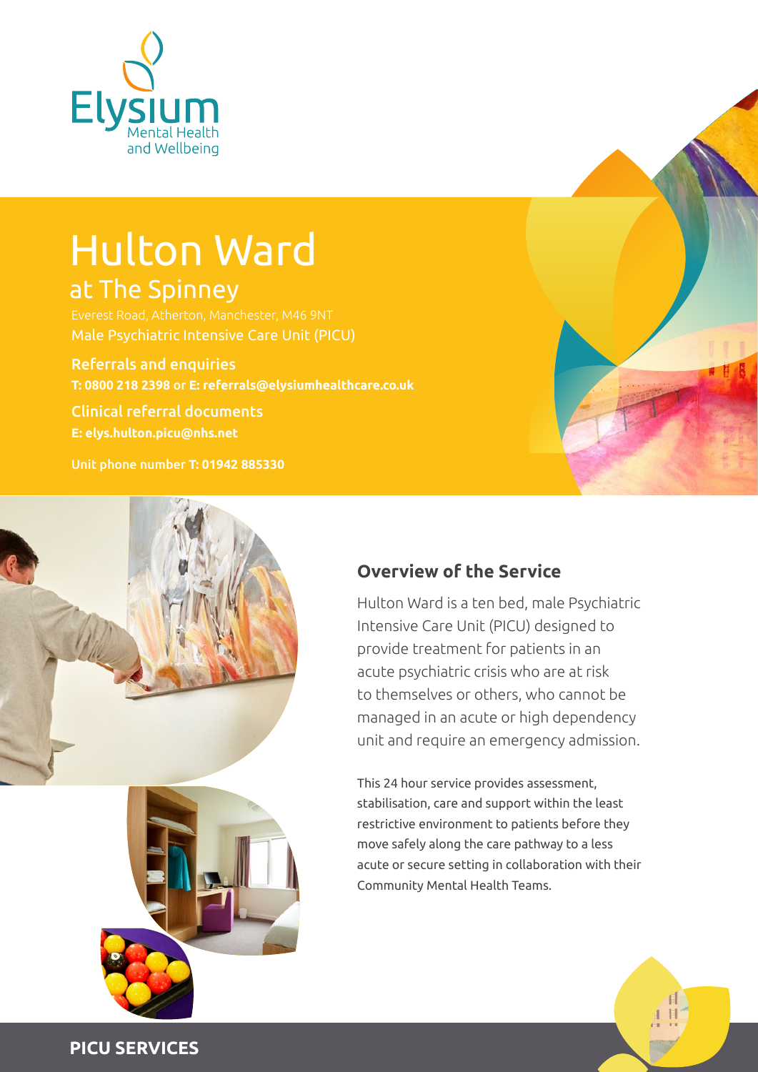Elysium Mental Health and Wellbeing

# Hulton Ward

## at The Spinney

Everest Road, Atherton, Manchester, M46 9NT

Male Psychiatric Intensive Care Unit (PICU)

### Referrals and enquiries

**T: 0800 218 2398 or E: referrals@elysiumhealthcare.co.uk**

### Clinical referral documents

**E: elys.hulton.picu@nhs.net**

**Unit phone number T: 01942 885330**

## Overview of the Service

Hulton Ward is a ten bed, male Psychiatric Intensive Care Unit (PICU) designed to provide treatment for patients in an acute psychiatric crisis who are at risk to themselves or others, who cannot be managed in an acute or high dependency unit and require an emergency admission.

This 24 hour service provides assessment, stabilisation, care and support within the least restrictive environment to patients before they move safely along the care pathway to a less acute or secure setting in collaboration with their Community Mental Health Teams.

**PICU SERVICES**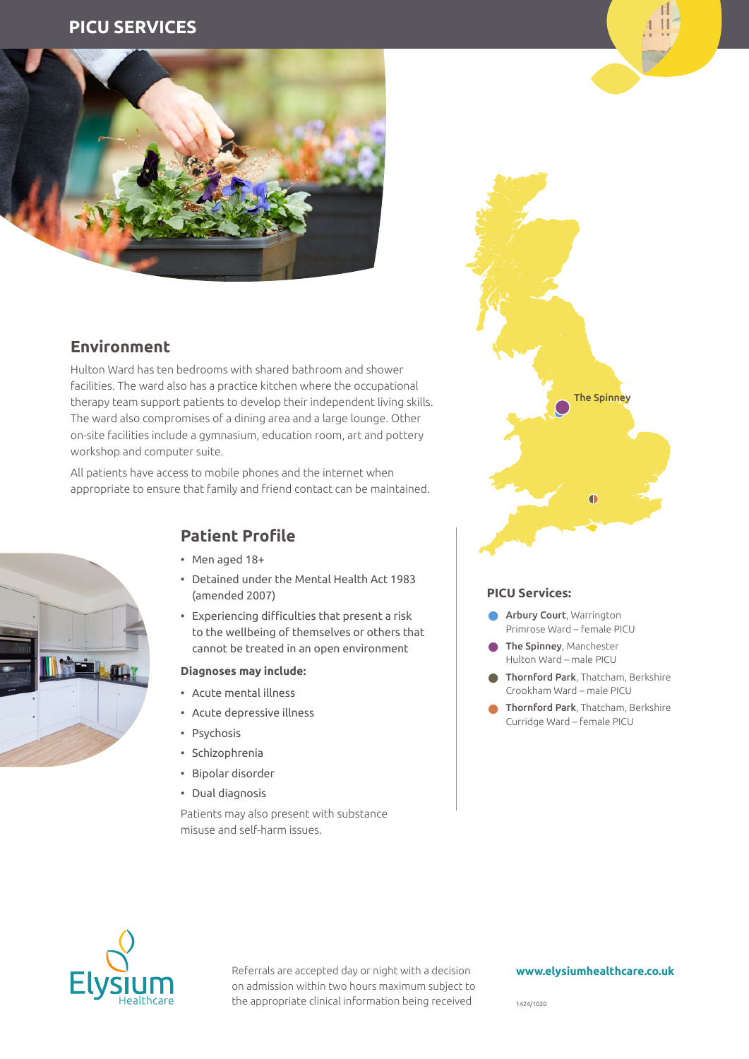# PICU SERVICES

## Environment

Hulton Ward has ten bedrooms with shared bathroom and shower facilities. The ward also has a practice kitchen where the occupational therapy team support patients to develop their independent living skills. The ward also compromises of a dining area and a large lounge. Other on-site facilities include a gymnasium, education room, art and pottery workshop and computer suite.

All patients have access to mobile phones and the internet when appropriate to ensure that family and friend contact can be maintained.

## Patient Profile

- Men aged 18+
- Detained under the Mental Health Act 1983 (amended 2007)
- Experiencing difficulties that present a risk to the wellbeing of themselves or others that cannot be treated in an open environment

**Diagnoses may include:**

- Acute mental illness
- Acute depressive illness
- Psychosis
- Schizophrenia
- Bipolar disorder
- Dual diagnosis

Patients may also present with substance misuse and self-harm issues.

The Spinney

### PICU Services:

- **Arbury Court**, Warrington
  Primrose Ward – female PICU
- **The Spinney**, Manchester
  Hulton Ward – male PICU
- **Thornford Park**, Thatcham, Berkshire
  Crookham Ward – male PICU
- **Thornford Park**, Thatcham, Berkshire
  Curridge Ward – female PICU

Elysium Healthcare

Referrals are accepted day or night with a decision on admission within two hours maximum subject to the appropriate clinical information being received

**www.elysiumhealthcare.co.uk**

1424/1020